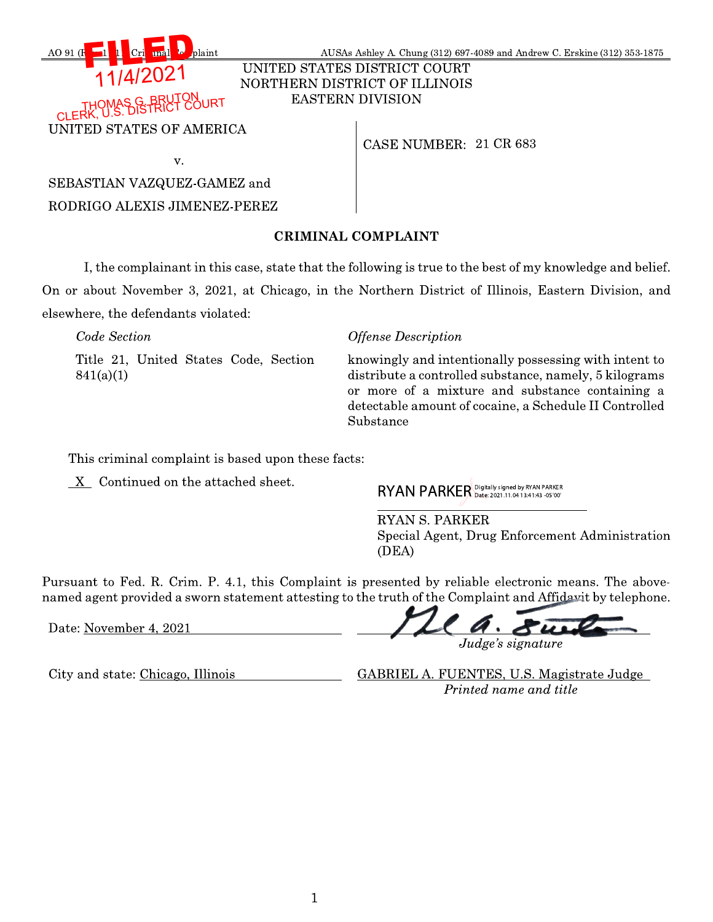AO 91 (Rev. 11/11) Criminal Complaint AUSAs Ashley A. Chung (312) 697-4089 and Andrew C. Erskine (312) 353-1875

FILED
11/4/2021
THOMAS G. BRUTON
CLERK, U.S. DISTRICT COURT

UNITED STATES DISTRICT COURT
NORTHERN DISTRICT OF ILLINOIS
EASTERN DIVISION

UNITED STATES OF AMERICA

v.

SEBASTIAN VAZQUEZ-GAMEZ and

RODRIGO ALEXIS JIMENEZ-PEREZ

CASE NUMBER: 21 CR 683

## CRIMINAL COMPLAINT

I, the complainant in this case, state that the following is true to the best of my knowledge and belief. On or about November 3, 2021, at Chicago, in the Northern District of Illinois, Eastern Division, and elsewhere, the defendants violated:

| *Code Section* | *Offense Description* |
| --- | --- |
| Title 21, United States Code, Section 841(a)(1) | knowingly and intentionally possessing with intent to distribute a controlled substance, namely, 5 kilograms or more of a mixture and substance containing a detectable amount of cocaine, a Schedule II Controlled Substance |

This criminal complaint is based upon these facts:

\_X\_ Continued on the attached sheet.

RYAN PARKER Digitally signed by RYAN PARKER Date: 2021.11.04 13:41:43 -05'00'

RYAN S. PARKER
Special Agent, Drug Enforcement Administration (DEA)

Pursuant to Fed. R. Crim. P. 4.1, this Complaint is presented by reliable electronic means. The above-named agent provided a sworn statement attesting to the truth of the Complaint and Affidavit by telephone.

Date: November 4, 2021

*Judge's signature*

City and state: Chicago, Illinois

GABRIEL A. FUENTES, U.S. Magistrate Judge
*Printed name and title*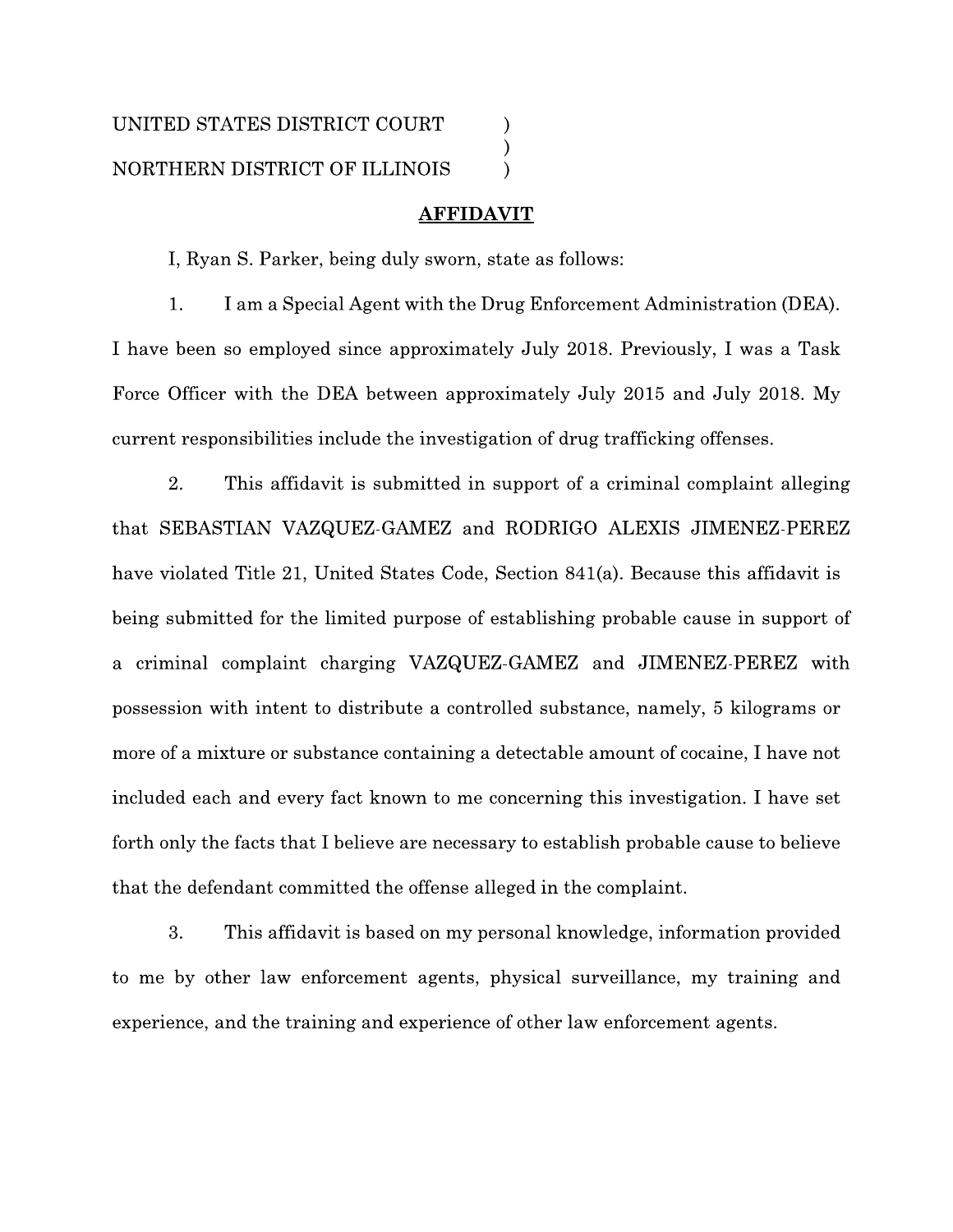UNITED STATES DISTRICT COURT )
)
NORTHERN DISTRICT OF ILLINOIS )

## AFFIDAVIT

I, Ryan S. Parker, being duly sworn, state as follows:

1. I am a Special Agent with the Drug Enforcement Administration (DEA). I have been so employed since approximately July 2018. Previously, I was a Task Force Officer with the DEA between approximately July 2015 and July 2018. My current responsibilities include the investigation of drug trafficking offenses.

2. This affidavit is submitted in support of a criminal complaint alleging that SEBASTIAN VAZQUEZ-GAMEZ and RODRIGO ALEXIS JIMENEZ-PEREZ have violated Title 21, United States Code, Section 841(a). Because this affidavit is being submitted for the limited purpose of establishing probable cause in support of a criminal complaint charging VAZQUEZ-GAMEZ and JIMENEZ-PEREZ with possession with intent to distribute a controlled substance, namely, 5 kilograms or more of a mixture or substance containing a detectable amount of cocaine, I have not included each and every fact known to me concerning this investigation. I have set forth only the facts that I believe are necessary to establish probable cause to believe that the defendant committed the offense alleged in the complaint.

3. This affidavit is based on my personal knowledge, information provided to me by other law enforcement agents, physical surveillance, my training and experience, and the training and experience of other law enforcement agents.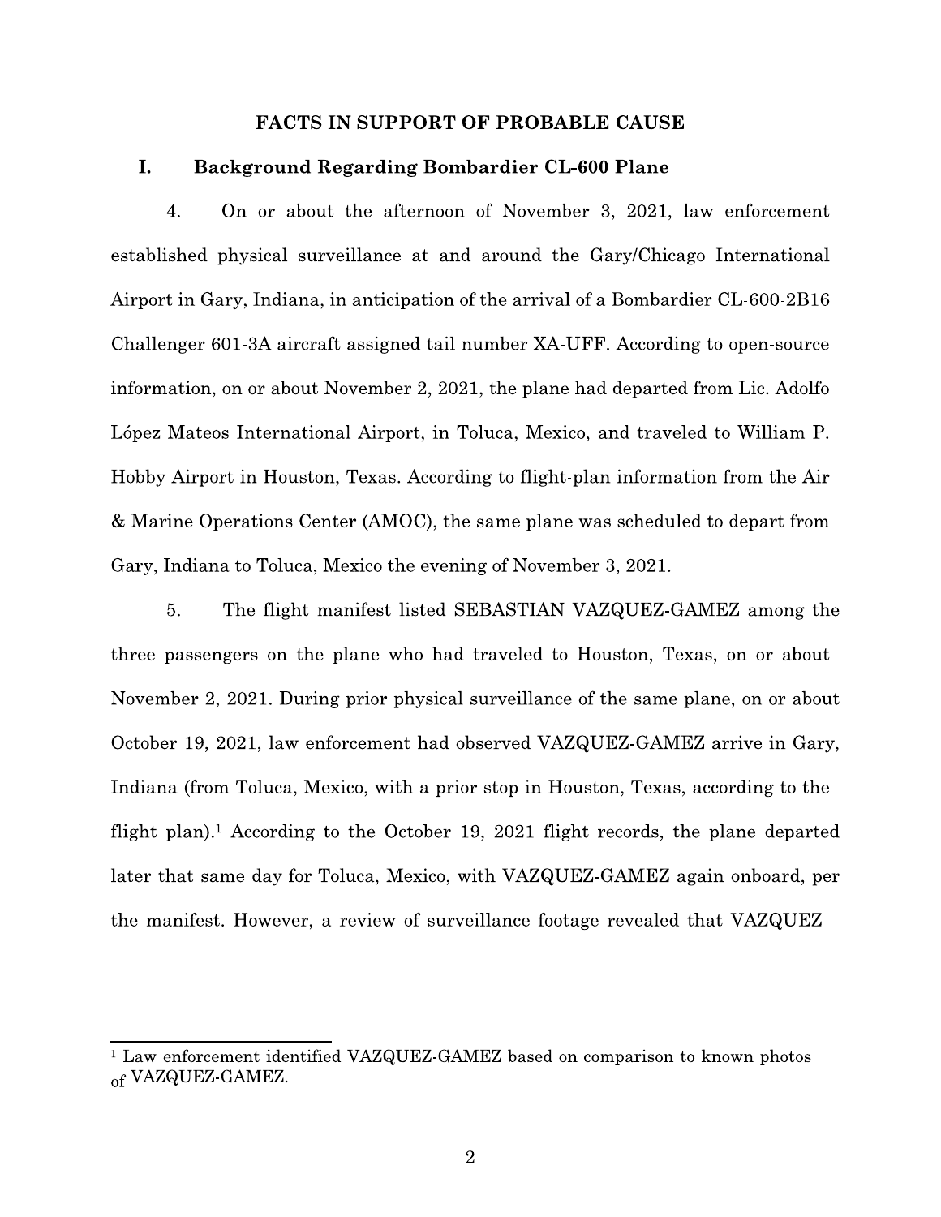## FACTS IN SUPPORT OF PROBABLE CAUSE

### I. Background Regarding Bombardier CL-600 Plane

4. On or about the afternoon of November 3, 2021, law enforcement established physical surveillance at and around the Gary/Chicago International Airport in Gary, Indiana, in anticipation of the arrival of a Bombardier CL-600-2B16 Challenger 601-3A aircraft assigned tail number XA-UFF. According to open-source information, on or about November 2, 2021, the plane had departed from Lic. Adolfo López Mateos International Airport, in Toluca, Mexico, and traveled to William P. Hobby Airport in Houston, Texas. According to flight-plan information from the Air & Marine Operations Center (AMOC), the same plane was scheduled to depart from Gary, Indiana to Toluca, Mexico the evening of November 3, 2021.

5. The flight manifest listed SEBASTIAN VAZQUEZ-GAMEZ among the three passengers on the plane who had traveled to Houston, Texas, on or about November 2, 2021. During prior physical surveillance of the same plane, on or about October 19, 2021, law enforcement had observed VAZQUEZ-GAMEZ arrive in Gary, Indiana (from Toluca, Mexico, with a prior stop in Houston, Texas, according to the flight plan).[1] According to the October 19, 2021 flight records, the plane departed later that same day for Toluca, Mexico, with VAZQUEZ-GAMEZ again onboard, per the manifest. However, a review of surveillance footage revealed that VAZQUEZ-

[1] Law enforcement identified VAZQUEZ-GAMEZ based on comparison to known photos of VAZQUEZ-GAMEZ.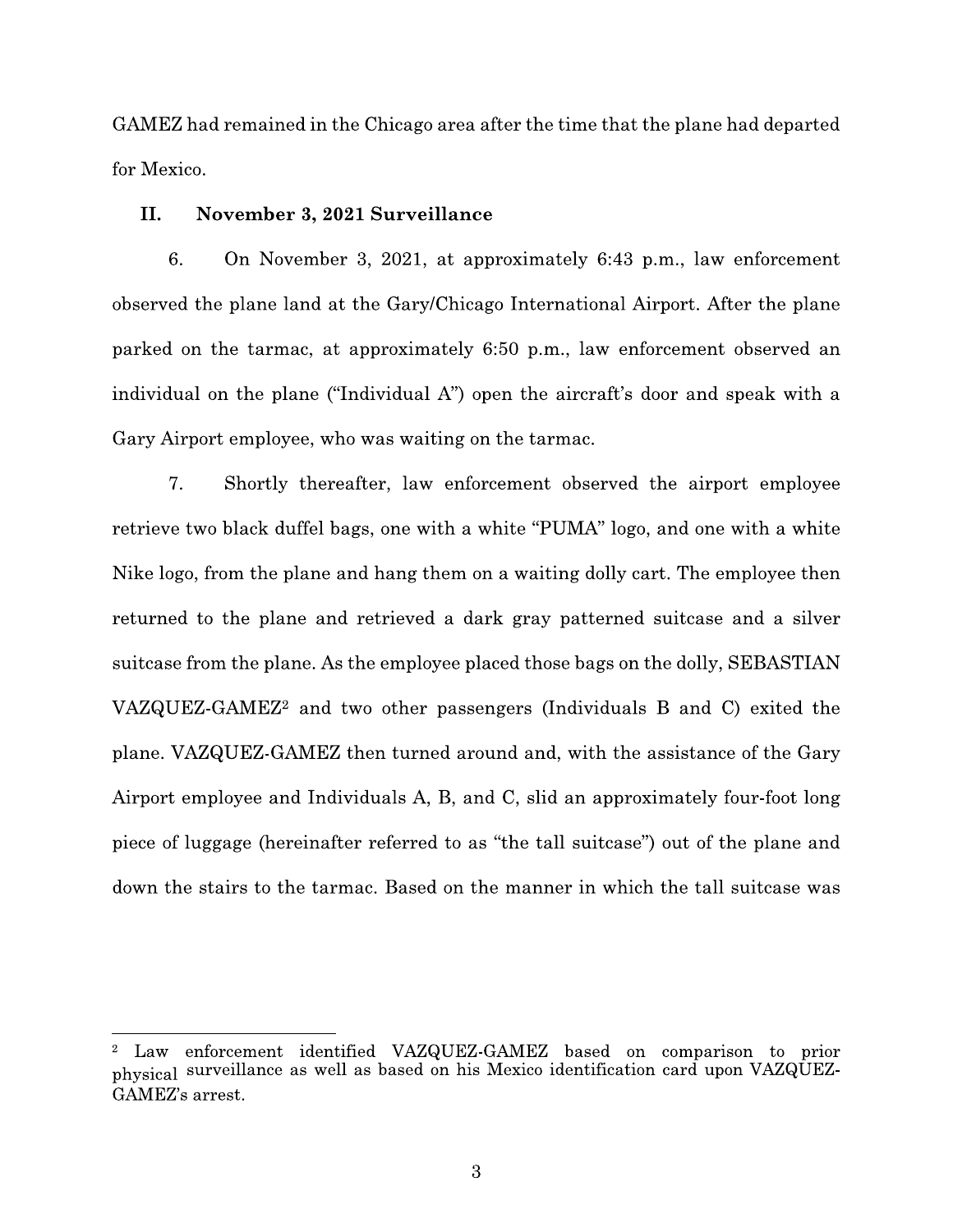GAMEZ had remained in the Chicago area after the time that the plane had departed for Mexico.

## II. November 3, 2021 Surveillance

6. On November 3, 2021, at approximately 6:43 p.m., law enforcement observed the plane land at the Gary/Chicago International Airport. After the plane parked on the tarmac, at approximately 6:50 p.m., law enforcement observed an individual on the plane ("Individual A") open the aircraft's door and speak with a Gary Airport employee, who was waiting on the tarmac.

7. Shortly thereafter, law enforcement observed the airport employee retrieve two black duffel bags, one with a white "PUMA" logo, and one with a white Nike logo, from the plane and hang them on a waiting dolly cart. The employee then returned to the plane and retrieved a dark gray patterned suitcase and a silver suitcase from the plane. As the employee placed those bags on the dolly, SEBASTIAN VAZQUEZ-GAMEZ[2] and two other passengers (Individuals B and C) exited the plane. VAZQUEZ-GAMEZ then turned around and, with the assistance of the Gary Airport employee and Individuals A, B, and C, slid an approximately four-foot long piece of luggage (hereinafter referred to as "the tall suitcase") out of the plane and down the stairs to the tarmac. Based on the manner in which the tall suitcase was

---

[2] Law enforcement identified VAZQUEZ-GAMEZ based on comparison to prior physical surveillance as well as based on his Mexico identification card upon VAZQUEZ-GAMEZ's arrest.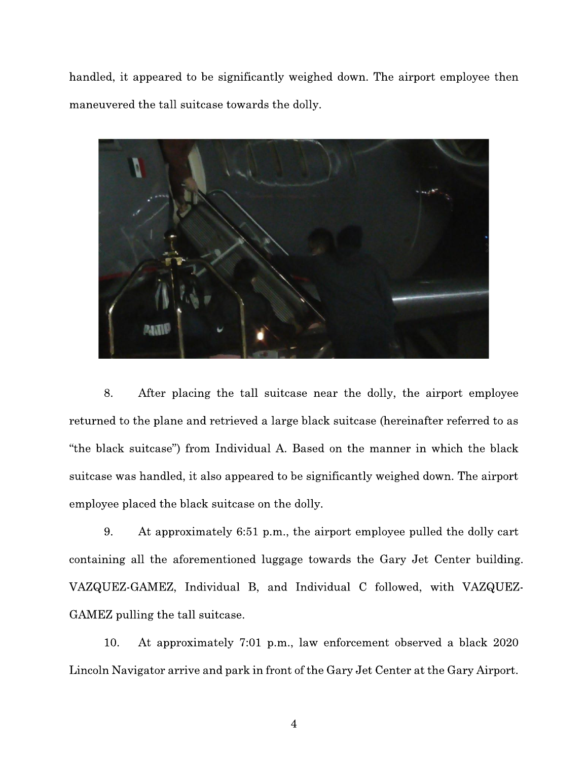handled, it appeared to be significantly weighed down. The airport employee then maneuvered the tall suitcase towards the dolly.

8. After placing the tall suitcase near the dolly, the airport employee returned to the plane and retrieved a large black suitcase (hereinafter referred to as "the black suitcase") from Individual A. Based on the manner in which the black suitcase was handled, it also appeared to be significantly weighed down. The airport employee placed the black suitcase on the dolly.

9. At approximately 6:51 p.m., the airport employee pulled the dolly cart containing all the aforementioned luggage towards the Gary Jet Center building. VAZQUEZ-GAMEZ, Individual B, and Individual C followed, with VAZQUEZ-GAMEZ pulling the tall suitcase.

10. At approximately 7:01 p.m., law enforcement observed a black 2020 Lincoln Navigator arrive and park in front of the Gary Jet Center at the Gary Airport.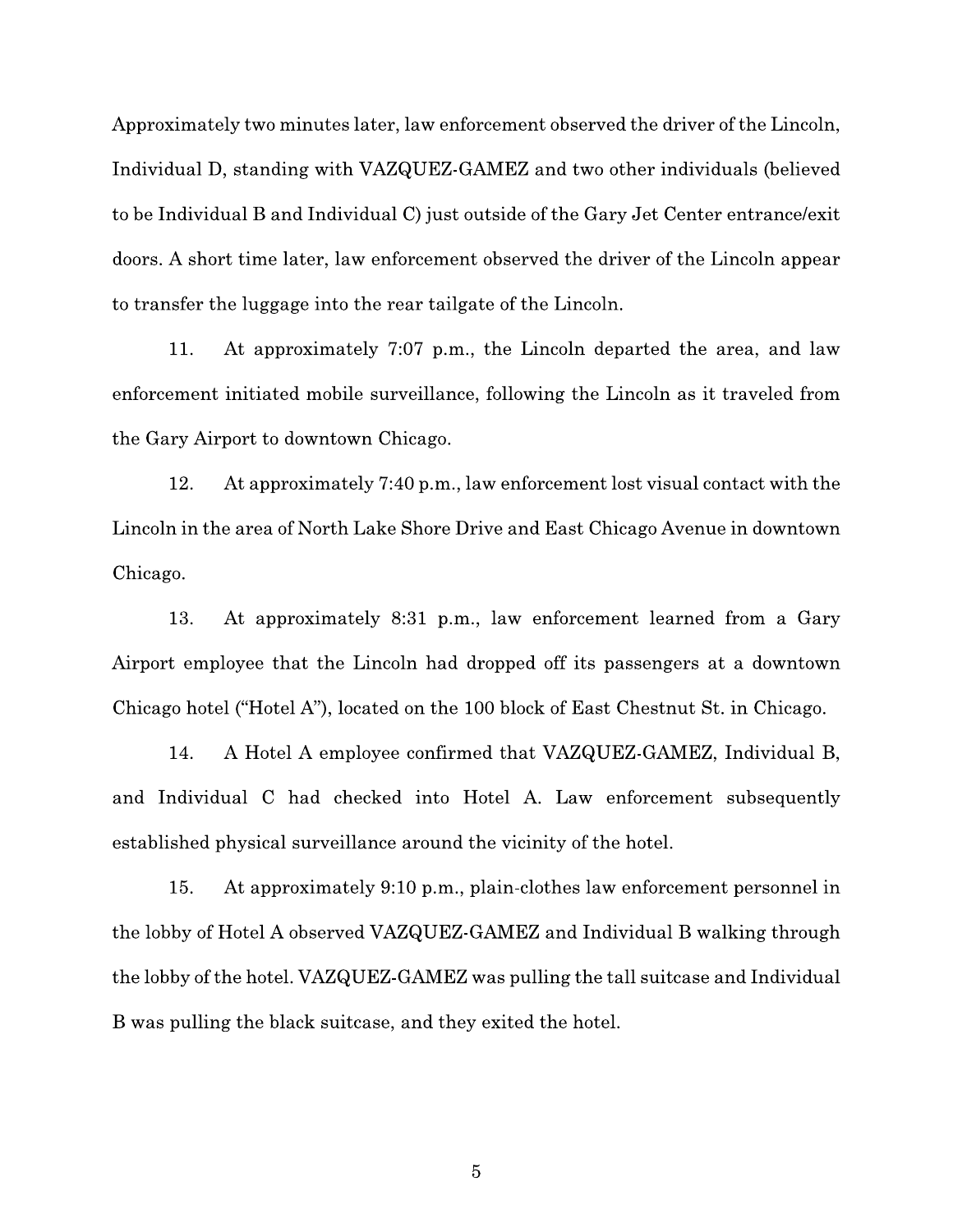Approximately two minutes later, law enforcement observed the driver of the Lincoln, Individual D, standing with VAZQUEZ-GAMEZ and two other individuals (believed to be Individual B and Individual C) just outside of the Gary Jet Center entrance/exit doors. A short time later, law enforcement observed the driver of the Lincoln appear to transfer the luggage into the rear tailgate of the Lincoln.

11. At approximately 7:07 p.m., the Lincoln departed the area, and law enforcement initiated mobile surveillance, following the Lincoln as it traveled from the Gary Airport to downtown Chicago.

12. At approximately 7:40 p.m., law enforcement lost visual contact with the Lincoln in the area of North Lake Shore Drive and East Chicago Avenue in downtown Chicago.

13. At approximately 8:31 p.m., law enforcement learned from a Gary Airport employee that the Lincoln had dropped off its passengers at a downtown Chicago hotel ("Hotel A"), located on the 100 block of East Chestnut St. in Chicago.

14. A Hotel A employee confirmed that VAZQUEZ-GAMEZ, Individual B, and Individual C had checked into Hotel A. Law enforcement subsequently established physical surveillance around the vicinity of the hotel.

15. At approximately 9:10 p.m., plain-clothes law enforcement personnel in the lobby of Hotel A observed VAZQUEZ-GAMEZ and Individual B walking through the lobby of the hotel. VAZQUEZ-GAMEZ was pulling the tall suitcase and Individual B was pulling the black suitcase, and they exited the hotel.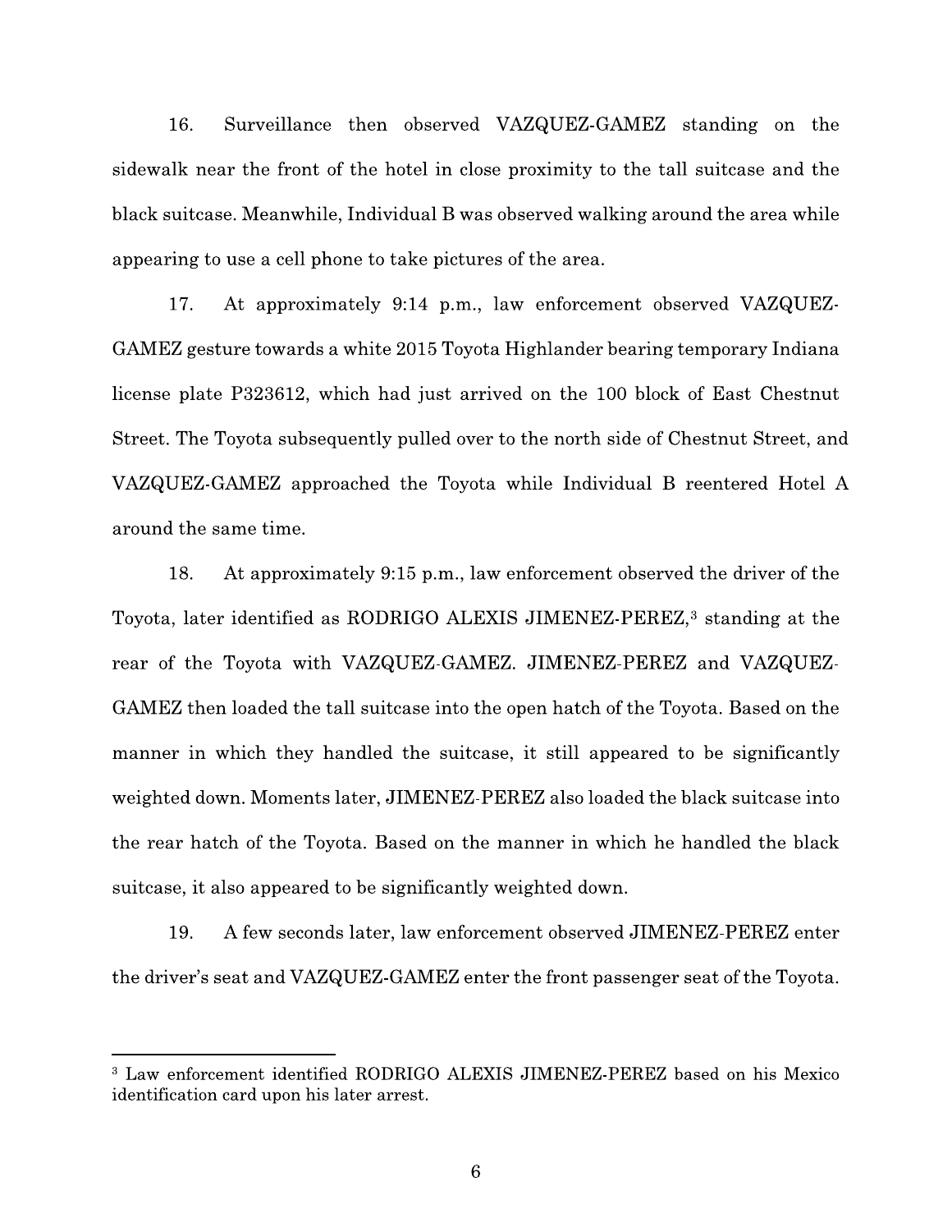16. Surveillance then observed VAZQUEZ-GAMEZ standing on the sidewalk near the front of the hotel in close proximity to the tall suitcase and the black suitcase. Meanwhile, Individual B was observed walking around the area while appearing to use a cell phone to take pictures of the area.

17. At approximately 9:14 p.m., law enforcement observed VAZQUEZ-GAMEZ gesture towards a white 2015 Toyota Highlander bearing temporary Indiana license plate P323612, which had just arrived on the 100 block of East Chestnut Street. The Toyota subsequently pulled over to the north side of Chestnut Street, and VAZQUEZ-GAMEZ approached the Toyota while Individual B reentered Hotel A around the same time.

18. At approximately 9:15 p.m., law enforcement observed the driver of the Toyota, later identified as RODRIGO ALEXIS JIMENEZ-PEREZ,[3] standing at the rear of the Toyota with VAZQUEZ-GAMEZ. JIMENEZ-PEREZ and VAZQUEZ-GAMEZ then loaded the tall suitcase into the open hatch of the Toyota. Based on the manner in which they handled the suitcase, it still appeared to be significantly weighted down. Moments later, JIMENEZ-PEREZ also loaded the black suitcase into the rear hatch of the Toyota. Based on the manner in which he handled the black suitcase, it also appeared to be significantly weighted down.

19. A few seconds later, law enforcement observed JIMENEZ-PEREZ enter the driver's seat and VAZQUEZ-GAMEZ enter the front passenger seat of the Toyota.

---

[3] Law enforcement identified RODRIGO ALEXIS JIMENEZ-PEREZ based on his Mexico identification card upon his later arrest.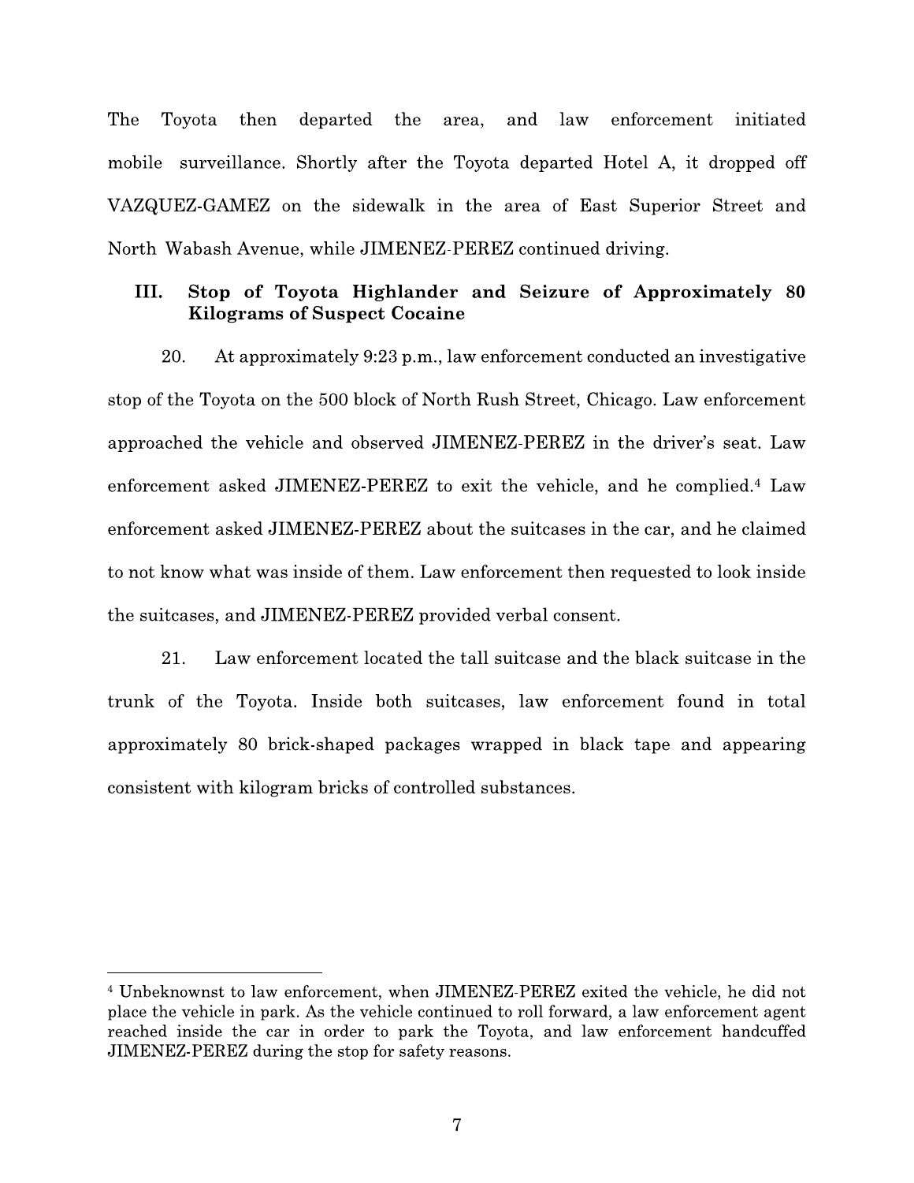The Toyota then departed the area, and law enforcement initiated mobile surveillance. Shortly after the Toyota departed Hotel A, it dropped off VAZQUEZ-GAMEZ on the sidewalk in the area of East Superior Street and North Wabash Avenue, while JIMENEZ-PEREZ continued driving.

### III. Stop of Toyota Highlander and Seizure of Approximately 80 Kilograms of Suspect Cocaine

20. At approximately 9:23 p.m., law enforcement conducted an investigative stop of the Toyota on the 500 block of North Rush Street, Chicago. Law enforcement approached the vehicle and observed JIMENEZ-PEREZ in the driver's seat. Law enforcement asked JIMENEZ-PEREZ to exit the vehicle, and he complied.[4] Law enforcement asked JIMENEZ-PEREZ about the suitcases in the car, and he claimed to not know what was inside of them. Law enforcement then requested to look inside the suitcases, and JIMENEZ-PEREZ provided verbal consent.

21. Law enforcement located the tall suitcase and the black suitcase in the trunk of the Toyota. Inside both suitcases, law enforcement found in total approximately 80 brick-shaped packages wrapped in black tape and appearing consistent with kilogram bricks of controlled substances.

---

[4] Unbeknownst to law enforcement, when JIMENEZ-PEREZ exited the vehicle, he did not place the vehicle in park. As the vehicle continued to roll forward, a law enforcement agent reached inside the car in order to park the Toyota, and law enforcement handcuffed JIMENEZ-PEREZ during the stop for safety reasons.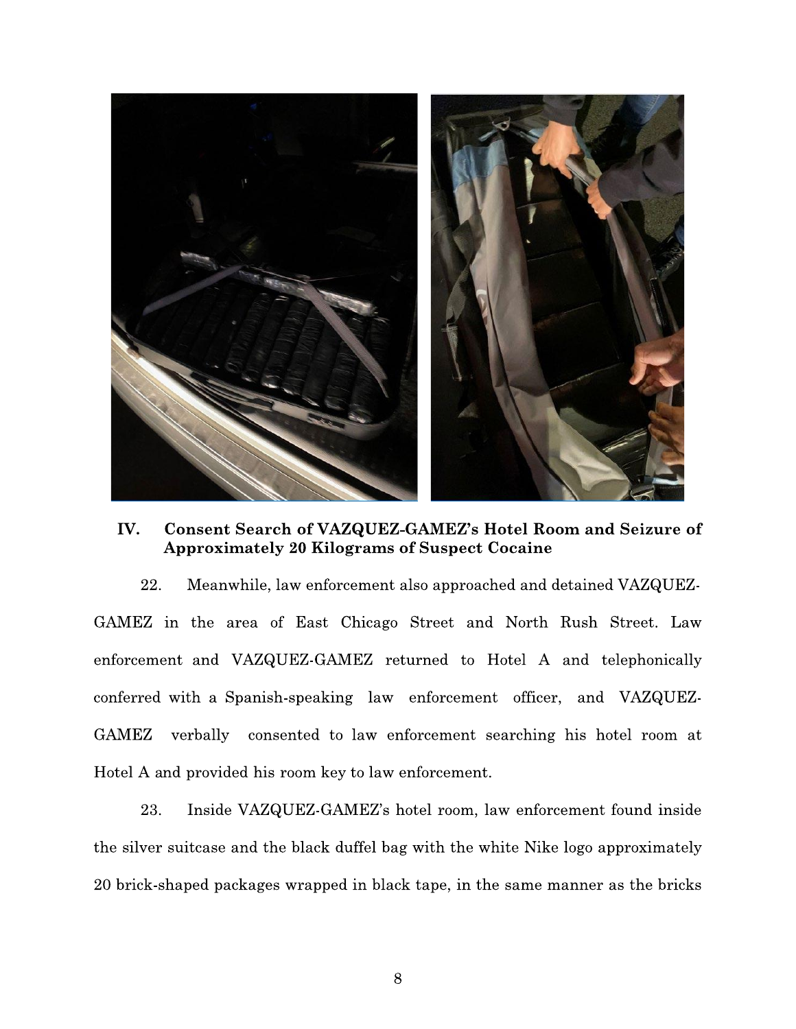## IV. Consent Search of VAZQUEZ-GAMEZ's Hotel Room and Seizure of Approximately 20 Kilograms of Suspect Cocaine

22. Meanwhile, law enforcement also approached and detained VAZQUEZ-GAMEZ in the area of East Chicago Street and North Rush Street. Law enforcement and VAZQUEZ-GAMEZ returned to Hotel A and telephonically conferred with a Spanish-speaking law enforcement officer, and VAZQUEZ-GAMEZ verbally consented to law enforcement searching his hotel room at Hotel A and provided his room key to law enforcement.

23. Inside VAZQUEZ-GAMEZ's hotel room, law enforcement found inside the silver suitcase and the black duffel bag with the white Nike logo approximately 20 brick-shaped packages wrapped in black tape, in the same manner as the bricks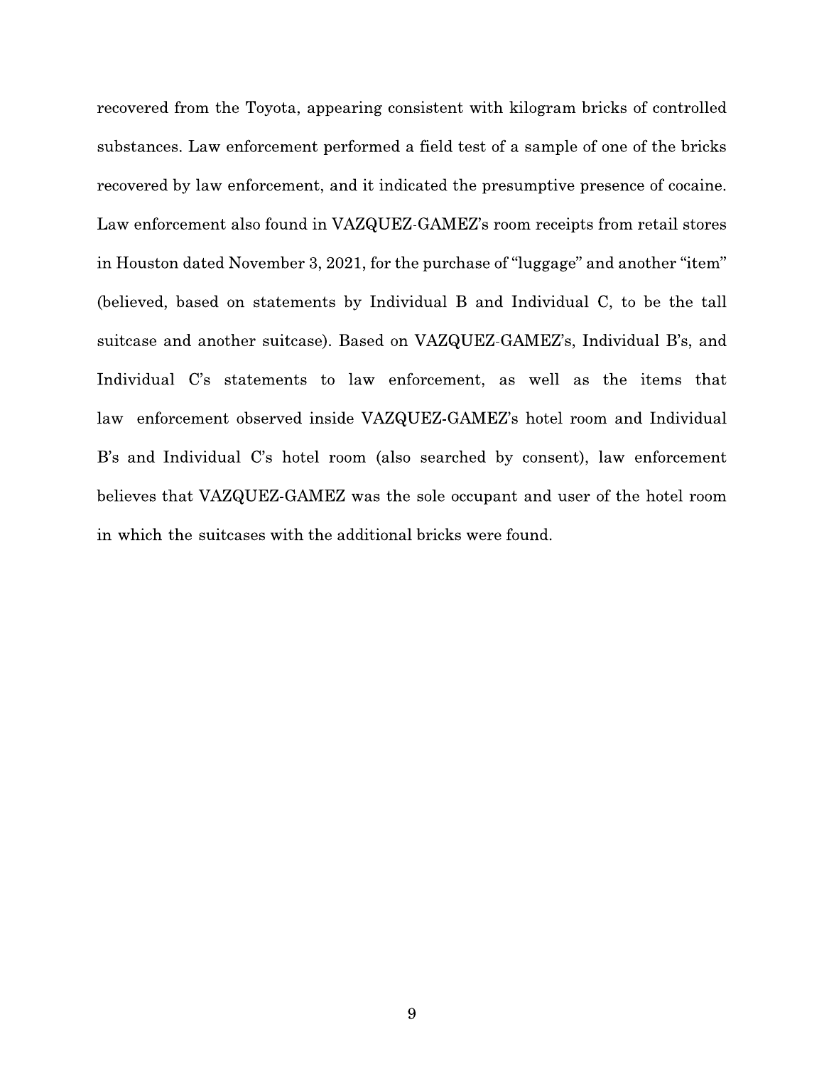recovered from the Toyota, appearing consistent with kilogram bricks of controlled substances. Law enforcement performed a field test of a sample of one of the bricks recovered by law enforcement, and it indicated the presumptive presence of cocaine. Law enforcement also found in VAZQUEZ-GAMEZ's room receipts from retail stores in Houston dated November 3, 2021, for the purchase of "luggage" and another "item" (believed, based on statements by Individual B and Individual C, to be the tall suitcase and another suitcase). Based on VAZQUEZ-GAMEZ's, Individual B's, and Individual C's statements to law enforcement, as well as the items that law enforcement observed inside VAZQUEZ-GAMEZ's hotel room and Individual B's and Individual C's hotel room (also searched by consent), law enforcement believes that VAZQUEZ-GAMEZ was the sole occupant and user of the hotel room in which the suitcases with the additional bricks were found.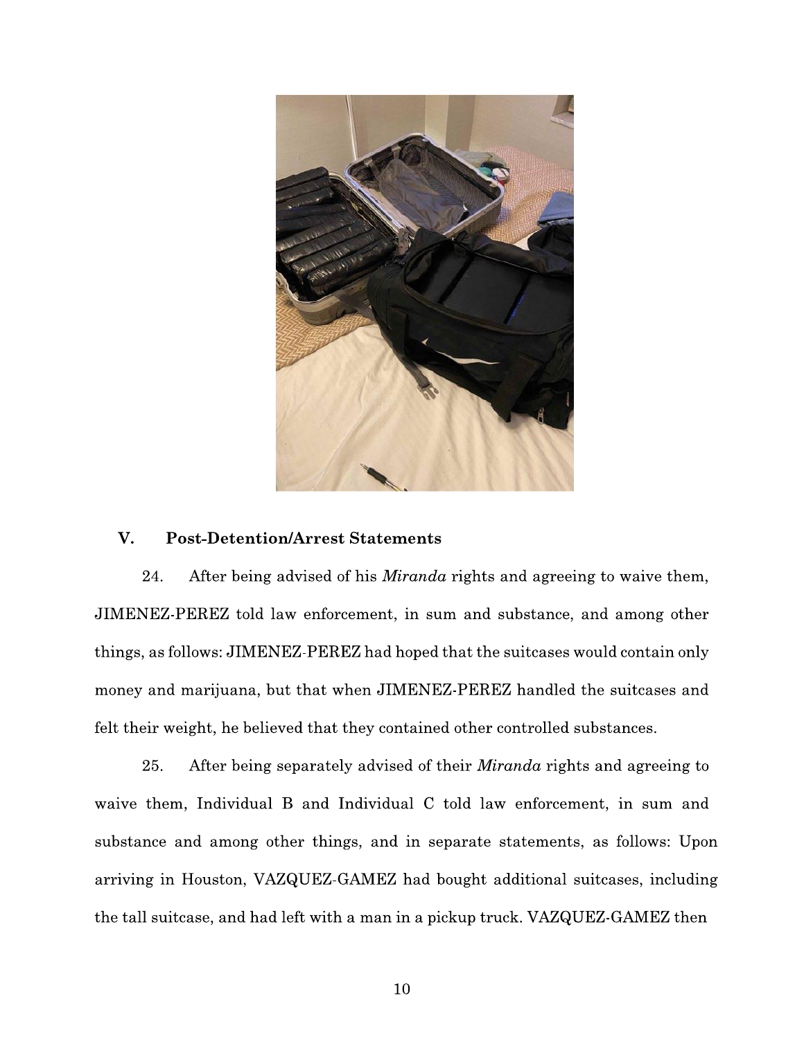## V. Post-Detention/Arrest Statements

24. After being advised of his *Miranda* rights and agreeing to waive them, JIMENEZ-PEREZ told law enforcement, in sum and substance, and among other things, as follows: JIMENEZ-PEREZ had hoped that the suitcases would contain only money and marijuana, but that when JIMENEZ-PEREZ handled the suitcases and felt their weight, he believed that they contained other controlled substances.

25. After being separately advised of their *Miranda* rights and agreeing to waive them, Individual B and Individual C told law enforcement, in sum and substance and among other things, and in separate statements, as follows: Upon arriving in Houston, VAZQUEZ-GAMEZ had bought additional suitcases, including the tall suitcase, and had left with a man in a pickup truck. VAZQUEZ-GAMEZ then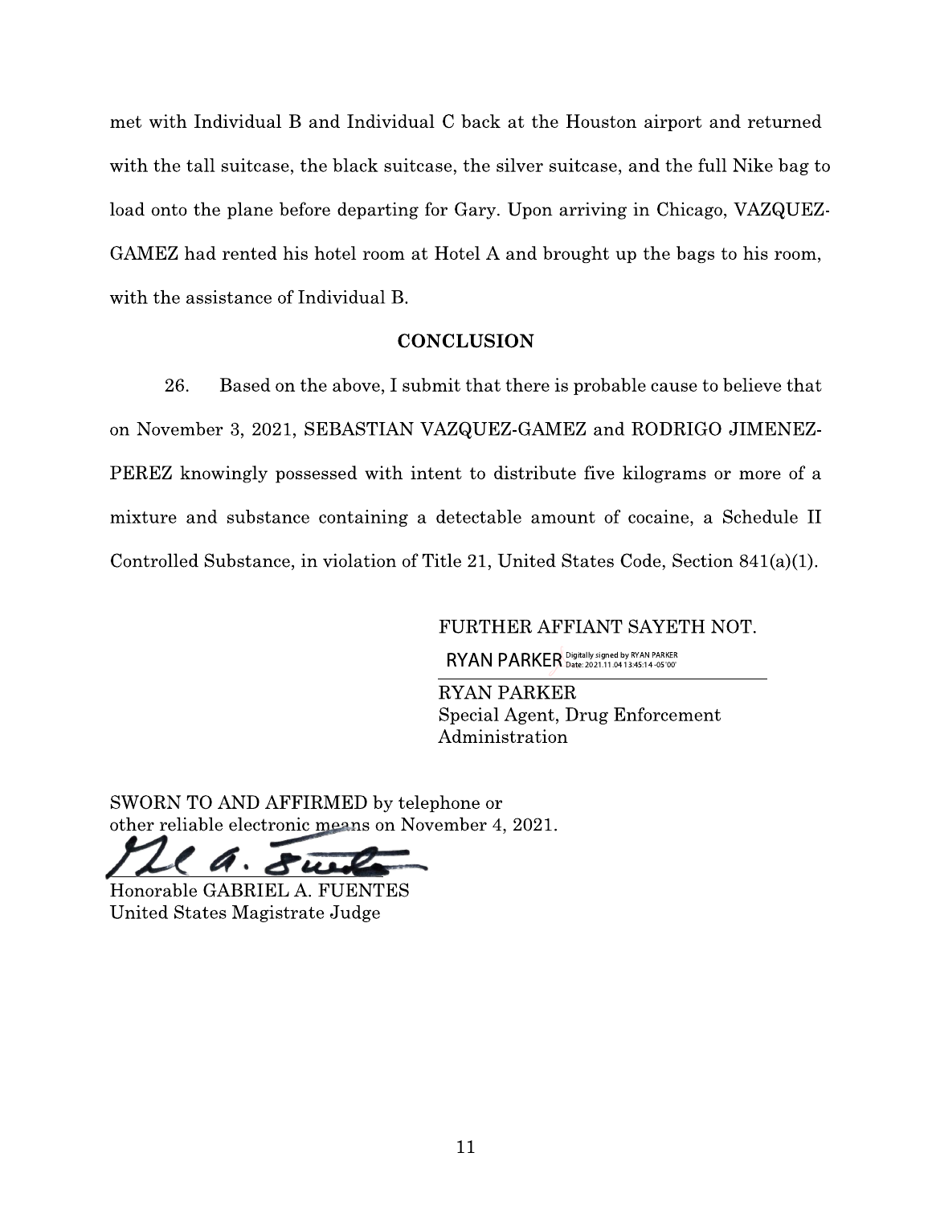met with Individual B and Individual C back at the Houston airport and returned with the tall suitcase, the black suitcase, the silver suitcase, and the full Nike bag to load onto the plane before departing for Gary. Upon arriving in Chicago, VAZQUEZ-GAMEZ had rented his hotel room at Hotel A and brought up the bags to his room, with the assistance of Individual B.

## CONCLUSION

26. Based on the above, I submit that there is probable cause to believe that on November 3, 2021, SEBASTIAN VAZQUEZ-GAMEZ and RODRIGO JIMENEZ-PEREZ knowingly possessed with intent to distribute five kilograms or more of a mixture and substance containing a detectable amount of cocaine, a Schedule II Controlled Substance, in violation of Title 21, United States Code, Section 841(a)(1).

FURTHER AFFIANT SAYETH NOT.

RYAN PARKER Digitally signed by RYAN PARKER Date: 2021.11.04 13:45:14 -05'00'

RYAN PARKER
Special Agent, Drug Enforcement Administration

SWORN TO AND AFFIRMED by telephone or other reliable electronic means on November 4, 2021.

Honorable GABRIEL A. FUENTES
United States Magistrate Judge